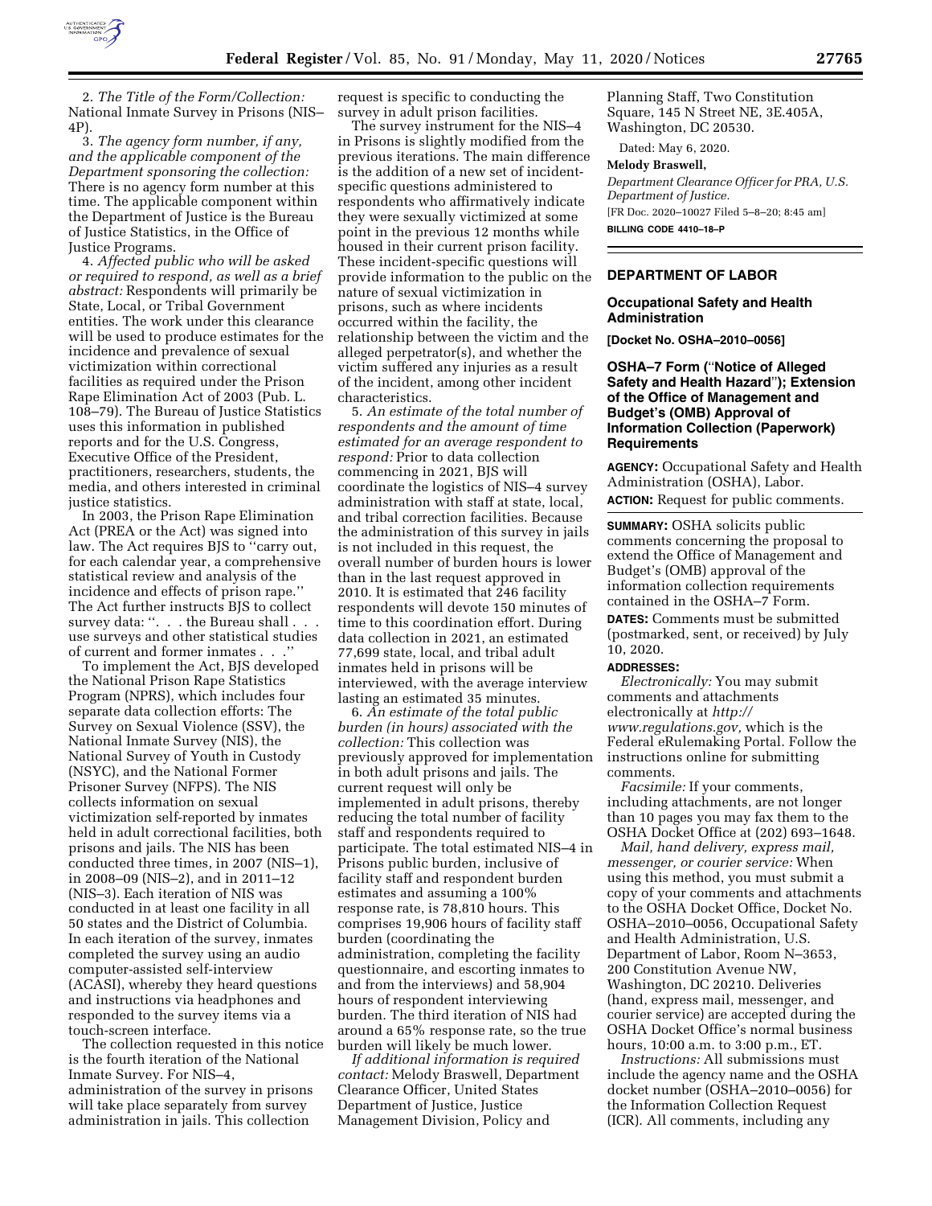2. *The Title of the Form/Collection:* National Inmate Survey in Prisons (NIS–4P).

3. *The agency form number, if any, and the applicable component of the Department sponsoring the collection:* There is no agency form number at this time. The applicable component within the Department of Justice is the Bureau of Justice Statistics, in the Office of Justice Programs.

4. *Affected public who will be asked or required to respond, as well as a brief abstract:* Respondents will primarily be State, Local, or Tribal Government entities. The work under this clearance will be used to produce estimates for the incidence and prevalence of sexual victimization within correctional facilities as required under the Prison Rape Elimination Act of 2003 (Pub. L. 108–79). The Bureau of Justice Statistics uses this information in published reports and for the U.S. Congress, Executive Office of the President, practitioners, researchers, students, the media, and others interested in criminal justice statistics.

In 2003, the Prison Rape Elimination Act (PREA or the Act) was signed into law. The Act requires BJS to ''carry out, for each calendar year, a comprehensive statistical review and analysis of the incidence and effects of prison rape.'' The Act further instructs BJS to collect survey data: ''. . . the Bureau shall . . . use surveys and other statistical studies of current and former inmates . . .''

To implement the Act, BJS developed the National Prison Rape Statistics Program (NPRS), which includes four separate data collection efforts: The Survey on Sexual Violence (SSV), the National Inmate Survey (NIS), the National Survey of Youth in Custody (NSYC), and the National Former Prisoner Survey (NFPS). The NIS collects information on sexual victimization self-reported by inmates held in adult correctional facilities, both prisons and jails. The NIS has been conducted three times, in 2007 (NIS–1), in 2008–09 (NIS–2), and in 2011–12 (NIS–3). Each iteration of NIS was conducted in at least one facility in all 50 states and the District of Columbia. In each iteration of the survey, inmates completed the survey using an audio computer-assisted self-interview (ACASI), whereby they heard questions and instructions via headphones and responded to the survey items via a touch-screen interface.

The collection requested in this notice is the fourth iteration of the National Inmate Survey. For NIS–4, administration of the survey in prisons will take place separately from survey administration in jails. This collection request is specific to conducting the survey in adult prison facilities.

The survey instrument for the NIS–4 in Prisons is slightly modified from the previous iterations. The main difference is the addition of a new set of incident-specific questions administered to respondents who affirmatively indicate they were sexually victimized at some point in the previous 12 months while housed in their current prison facility. These incident-specific questions will provide information to the public on the nature of sexual victimization in prisons, such as where incidents occurred within the facility, the relationship between the victim and the alleged perpetrator(s), and whether the victim suffered any injuries as a result of the incident, among other incident characteristics.

5. *An estimate of the total number of respondents and the amount of time estimated for an average respondent to respond:* Prior to data collection commencing in 2021, BJS will coordinate the logistics of NIS–4 survey administration with staff at state, local, and tribal correction facilities. Because the administration of this survey in jails is not included in this request, the overall number of burden hours is lower than in the last request approved in 2010. It is estimated that 246 facility respondents will devote 150 minutes of time to this coordination effort. During data collection in 2021, an estimated 77,699 state, local, and tribal adult inmates held in prisons will be interviewed, with the average interview lasting an estimated 35 minutes.

6. *An estimate of the total public burden (in hours) associated with the collection:* This collection was previously approved for implementation in both adult prisons and jails. The current request will only be implemented in adult prisons, thereby reducing the total number of facility staff and respondents required to participate. The total estimated NIS–4 in Prisons public burden, inclusive of facility staff and respondent burden estimates and assuming a 100% response rate, is 78,810 hours. This comprises 19,906 hours of facility staff burden (coordinating the administration, completing the facility questionnaire, and escorting inmates to and from the interviews) and 58,904 hours of respondent interviewing burden. The third iteration of NIS had around a 65% response rate, so the true burden will likely be much lower.

*If additional information is required contact:* Melody Braswell, Department Clearance Officer, United States Department of Justice, Justice Management Division, Policy and Planning Staff, Two Constitution Square, 145 N Street NE, 3E.405A, Washington, DC 20530.

Dated: May 6, 2020.

**Melody Braswell,**

*Department Clearance Officer for PRA, U.S. Department of Justice.*

[FR Doc. 2020–10027 Filed 5–8–20; 8:45 am]

**BILLING CODE 4410–18–P**

---

## DEPARTMENT OF LABOR

### Occupational Safety and Health Administration

**[Docket No. OSHA–2010–0056]**

### OSHA–7 Form (''Notice of Alleged Safety and Health Hazard''); Extension of the Office of Management and Budget's (OMB) Approval of Information Collection (Paperwork) Requirements

**AGENCY:** Occupational Safety and Health Administration (OSHA), Labor.

**ACTION:** Request for public comments.

**SUMMARY:** OSHA solicits public comments concerning the proposal to extend the Office of Management and Budget's (OMB) approval of the information collection requirements contained in the OSHA–7 Form.

**DATES:** Comments must be submitted (postmarked, sent, or received) by July 10, 2020.

**ADDRESSES:**

*Electronically:* You may submit comments and attachments electronically at *http://www.regulations.gov,* which is the Federal eRulemaking Portal. Follow the instructions online for submitting comments.

*Facsimile:* If your comments, including attachments, are not longer than 10 pages you may fax them to the OSHA Docket Office at (202) 693–1648.

*Mail, hand delivery, express mail, messenger, or courier service:* When using this method, you must submit a copy of your comments and attachments to the OSHA Docket Office, Docket No. OSHA–2010–0056, Occupational Safety and Health Administration, U.S. Department of Labor, Room N–3653, 200 Constitution Avenue NW, Washington, DC 20210. Deliveries (hand, express mail, messenger, and courier service) are accepted during the OSHA Docket Office's normal business hours, 10:00 a.m. to 3:00 p.m., ET.

*Instructions:* All submissions must include the agency name and the OSHA docket number (OSHA–2010–0056) for the Information Collection Request (ICR). All comments, including any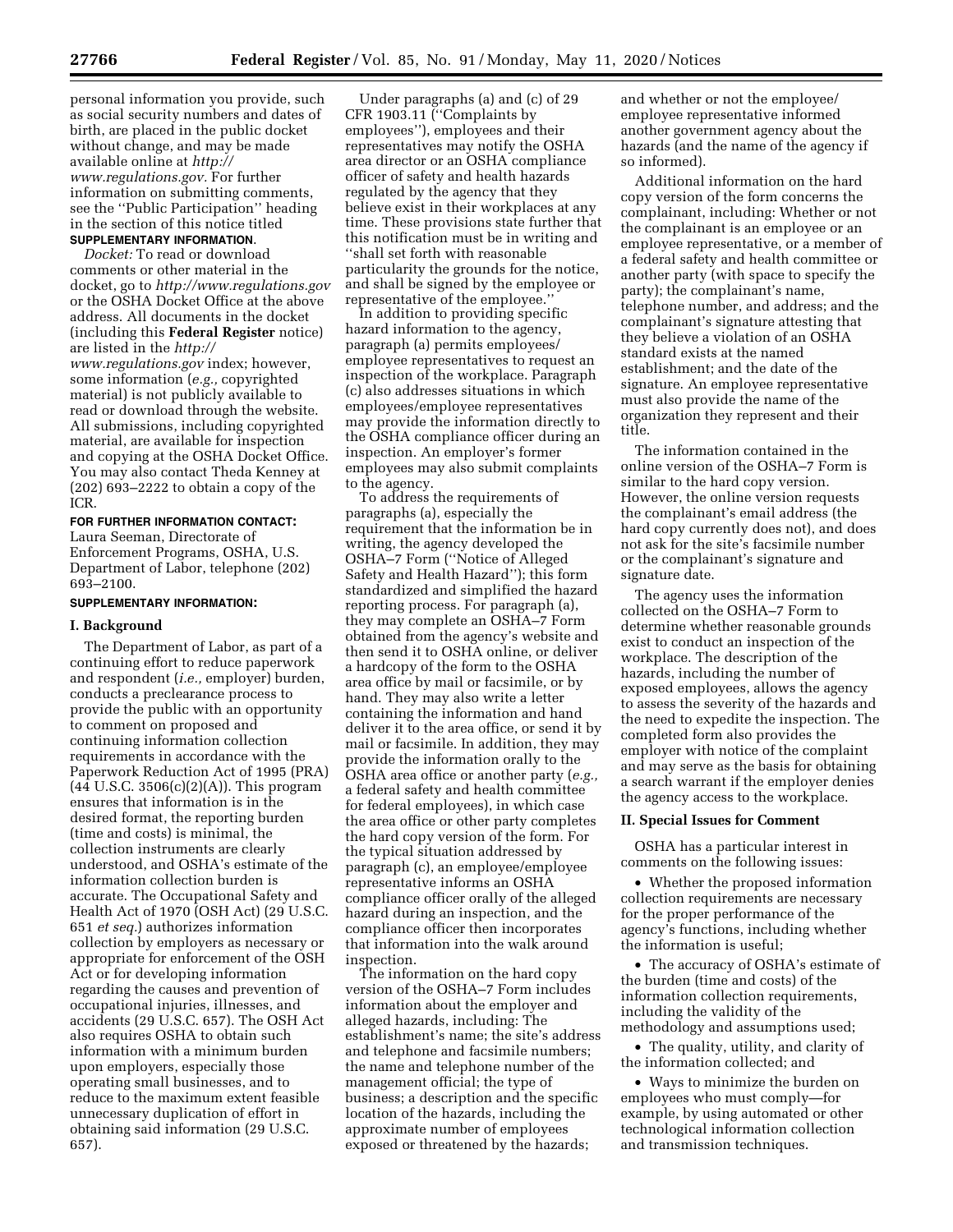personal information you provide, such as social security numbers and dates of birth, are placed in the public docket without change, and may be made available online at *http://www.regulations.gov*. For further information on submitting comments, see the ''Public Participation'' heading in the section of this notice titled **SUPPLEMENTARY INFORMATION**.

*Docket:* To read or download comments or other material in the docket, go to *http://www.regulations.gov* or the OSHA Docket Office at the above address. All documents in the docket (including this **Federal Register** notice) are listed in the *http://www.regulations.gov* index; however, some information (*e.g.,* copyrighted material) is not publicly available to read or download through the website. All submissions, including copyrighted material, are available for inspection and copying at the OSHA Docket Office. You may also contact Theda Kenney at (202) 693–2222 to obtain a copy of the ICR.

**FOR FURTHER INFORMATION CONTACT:** Laura Seeman, Directorate of Enforcement Programs, OSHA, U.S. Department of Labor, telephone (202) 693–2100.

**SUPPLEMENTARY INFORMATION:**

## I. Background

The Department of Labor, as part of a continuing effort to reduce paperwork and respondent (*i.e.,* employer) burden, conducts a preclearance process to provide the public with an opportunity to comment on proposed and continuing information collection requirements in accordance with the Paperwork Reduction Act of 1995 (PRA) (44 U.S.C. 3506(c)(2)(A)). This program ensures that information is in the desired format, the reporting burden (time and costs) is minimal, the collection instruments are clearly understood, and OSHA's estimate of the information collection burden is accurate. The Occupational Safety and Health Act of 1970 (OSH Act) (29 U.S.C. 651 *et seq.*) authorizes information collection by employers as necessary or appropriate for enforcement of the OSH Act or for developing information regarding the causes and prevention of occupational injuries, illnesses, and accidents (29 U.S.C. 657). The OSH Act also requires OSHA to obtain such information with a minimum burden upon employers, especially those operating small businesses, and to reduce to the maximum extent feasible unnecessary duplication of effort in obtaining said information (29 U.S.C. 657).

Under paragraphs (a) and (c) of 29 CFR 1903.11 (''Complaints by employees''), employees and their representatives may notify the OSHA area director or an OSHA compliance officer of safety and health hazards regulated by the agency that they believe exist in their workplaces at any time. These provisions state further that this notification must be in writing and ''shall set forth with reasonable particularity the grounds for the notice, and shall be signed by the employee or representative of the employee.''

In addition to providing specific hazard information to the agency, paragraph (a) permits employees/employee representatives to request an inspection of the workplace. Paragraph (c) also addresses situations in which employees/employee representatives may provide the information directly to the OSHA compliance officer during an inspection. An employer's former employees may also submit complaints to the agency.

To address the requirements of paragraphs (a), especially the requirement that the information be in writing, the agency developed the OSHA–7 Form (''Notice of Alleged Safety and Health Hazard''); this form standardized and simplified the hazard reporting process. For paragraph (a), they may complete an OSHA–7 Form obtained from the agency's website and then send it to OSHA online, or deliver a hardcopy of the form to the OSHA area office by mail or facsimile, or by hand. They may also write a letter containing the information and hand deliver it to the area office, or send it by mail or facsimile. In addition, they may provide the information orally to the OSHA area office or another party (*e.g.,* a federal safety and health committee for federal employees), in which case the area office or other party completes the hard copy version of the form. For the typical situation addressed by paragraph (c), an employee/employee representative informs an OSHA compliance officer orally of the alleged hazard during an inspection, and the compliance officer then incorporates that information into the walk around inspection.

The information on the hard copy version of the OSHA–7 Form includes information about the employer and alleged hazards, including: The establishment's name; the site's address and telephone and facsimile numbers; the name and telephone number of the management official; the type of business; a description and the specific location of the hazards, including the approximate number of employees exposed or threatened by the hazards; and whether or not the employee/employee representative informed another government agency about the hazards (and the name of the agency if so informed).

Additional information on the hard copy version of the form concerns the complainant, including: Whether or not the complainant is an employee or an employee representative, or a member of a federal safety and health committee or another party (with space to specify the party); the complainant's name, telephone number, and address; and the complainant's signature attesting that they believe a violation of an OSHA standard exists at the named establishment; and the date of the signature. An employee representative must also provide the name of the organization they represent and their title.

The information contained in the online version of the OSHA–7 Form is similar to the hard copy version. However, the online version requests the complainant's email address (the hard copy currently does not), and does not ask for the site's facsimile number or the complainant's signature and signature date.

The agency uses the information collected on the OSHA–7 Form to determine whether reasonable grounds exist to conduct an inspection of the workplace. The description of the hazards, including the number of exposed employees, allows the agency to assess the severity of the hazards and the need to expedite the inspection. The completed form also provides the employer with notice of the complaint and may serve as the basis for obtaining a search warrant if the employer denies the agency access to the workplace.

## II. Special Issues for Comment

OSHA has a particular interest in comments on the following issues:

- Whether the proposed information collection requirements are necessary for the proper performance of the agency's functions, including whether the information is useful;
- The accuracy of OSHA's estimate of the burden (time and costs) of the information collection requirements, including the validity of the methodology and assumptions used;
- The quality, utility, and clarity of the information collected; and
- Ways to minimize the burden on employees who must comply—for example, by using automated or other technological information collection and transmission techniques.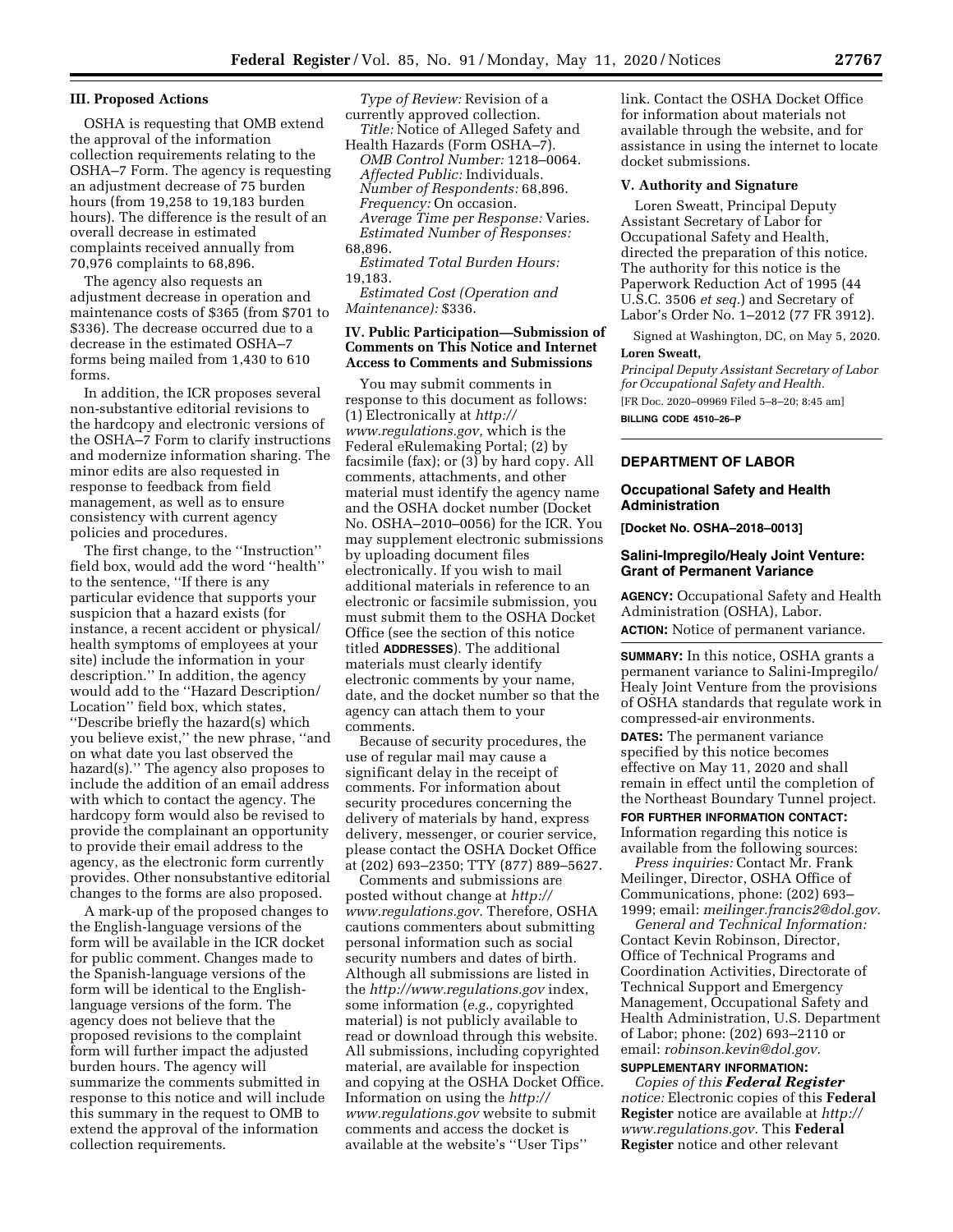### III. Proposed Actions

OSHA is requesting that OMB extend the approval of the information collection requirements relating to the OSHA–7 Form. The agency is requesting an adjustment decrease of 75 burden hours (from 19,258 to 19,183 burden hours). The difference is the result of an overall decrease in estimated complaints received annually from 70,976 complaints to 68,896.

The agency also requests an adjustment decrease in operation and maintenance costs of $365 (from $701 to $336). The decrease occurred due to a decrease in the estimated OSHA–7 forms being mailed from 1,430 to 610 forms.

In addition, the ICR proposes several non-substantive editorial revisions to the hardcopy and electronic versions of the OSHA–7 Form to clarify instructions and modernize information sharing. The minor edits are also requested in response to feedback from field management, as well as to ensure consistency with current agency policies and procedures.

The first change, to the ''Instruction'' field box, would add the word ''health'' to the sentence, ''If there is any particular evidence that supports your suspicion that a hazard exists (for instance, a recent accident or physical/health symptoms of employees at your site) include the information in your description.'' In addition, the agency would add to the ''Hazard Description/Location'' field box, which states, ''Describe briefly the hazard(s) which you believe exist,'' the new phrase, ''and on what date you last observed the hazard(s).'' The agency also proposes to include the addition of an email address with which to contact the agency. The hardcopy form would also be revised to provide the complainant an opportunity to provide their email address to the agency, as the electronic form currently provides. Other nonsubstantive editorial changes to the forms are also proposed.

A mark-up of the proposed changes to the English-language versions of the form will be available in the ICR docket for public comment. Changes made to the Spanish-language versions of the form will be identical to the English-language versions of the form. The agency does not believe that the proposed revisions to the complaint form will further impact the adjusted burden hours. The agency will summarize the comments submitted in response to this notice and will include this summary in the request to OMB to extend the approval of the information collection requirements.

*Type of Review:* Revision of a currently approved collection.

*Title:* Notice of Alleged Safety and Health Hazards (Form OSHA–7).

*OMB Control Number:* 1218–0064.

*Affected Public:* Individuals.

*Number of Respondents:* 68,896.

*Frequency:* On occasion.

*Average Time per Response:* Varies.

*Estimated Number of Responses:* 68,896.

*Estimated Total Burden Hours:* 19,183.

*Estimated Cost (Operation and Maintenance):* $336.

### IV. Public Participation—Submission of Comments on This Notice and Internet Access to Comments and Submissions

You may submit comments in response to this document as follows: (1) Electronically at *http://www.regulations.gov,* which is the Federal eRulemaking Portal; (2) by facsimile (fax); or (3) by hard copy. All comments, attachments, and other material must identify the agency name and the OSHA docket number (Docket No. OSHA–2010–0056) for the ICR. You may supplement electronic submissions by uploading document files electronically. If you wish to mail additional materials in reference to an electronic or facsimile submission, you must submit them to the OSHA Docket Office (see the section of this notice titled **ADDRESSES**). The additional materials must clearly identify electronic comments by your name, date, and the docket number so that the agency can attach them to your comments.

Because of security procedures, the use of regular mail may cause a significant delay in the receipt of comments. For information about security procedures concerning the delivery of materials by hand, express delivery, messenger, or courier service, please contact the OSHA Docket Office at (202) 693–2350; TTY (877) 889–5627.

Comments and submissions are posted without change at *http://www.regulations.gov.* Therefore, OSHA cautions commenters about submitting personal information such as social security numbers and dates of birth. Although all submissions are listed in the *http://www.regulations.gov* index, some information (*e.g.,* copyrighted material) is not publicly available to read or download through this website. All submissions, including copyrighted material, are available for inspection and copying at the OSHA Docket Office. Information on using the *http://www.regulations.gov* website to submit comments and access the docket is available at the website's ''User Tips'' link. Contact the OSHA Docket Office for information about materials not available through the website, and for assistance in using the internet to locate docket submissions.

### V. Authority and Signature

Loren Sweatt, Principal Deputy Assistant Secretary of Labor for Occupational Safety and Health, directed the preparation of this notice. The authority for this notice is the Paperwork Reduction Act of 1995 (44 U.S.C. 3506 *et seq.*) and Secretary of Labor's Order No. 1–2012 (77 FR 3912).

Signed at Washington, DC, on May 5, 2020.

**Loren Sweatt,**

*Principal Deputy Assistant Secretary of Labor for Occupational Safety and Health.*

[FR Doc. 2020–09969 Filed 5–8–20; 8:45 am]

**BILLING CODE 4510–26–P**

---

## DEPARTMENT OF LABOR

### Occupational Safety and Health Administration

**[Docket No. OSHA–2018–0013]**

### Salini-Impregilo/Healy Joint Venture: Grant of Permanent Variance

**AGENCY:** Occupational Safety and Health Administration (OSHA), Labor.

**ACTION:** Notice of permanent variance.

**SUMMARY:** In this notice, OSHA grants a permanent variance to Salini-Impregilo/Healy Joint Venture from the provisions of OSHA standards that regulate work in compressed-air environments.

**DATES:** The permanent variance specified by this notice becomes effective on May 11, 2020 and shall remain in effect until the completion of the Northeast Boundary Tunnel project.

**FOR FURTHER INFORMATION CONTACT:** Information regarding this notice is available from the following sources:

*Press inquiries:* Contact Mr. Frank Meilinger, Director, OSHA Office of Communications, phone: (202) 693–1999; email: *meilinger.francis2@dol.gov.*

*General and Technical Information:* Contact Kevin Robinson, Director, Office of Technical Programs and Coordination Activities, Directorate of Technical Support and Emergency Management, Occupational Safety and Health Administration, U.S. Department of Labor; phone: (202) 693–2110 or email: *robinson.kevin@dol.gov.*

**SUPPLEMENTARY INFORMATION:**

*Copies of this **Federal Register** notice:* Electronic copies of this **Federal Register** notice are available at *http://www.regulations.gov.* This **Federal Register** notice and other relevant